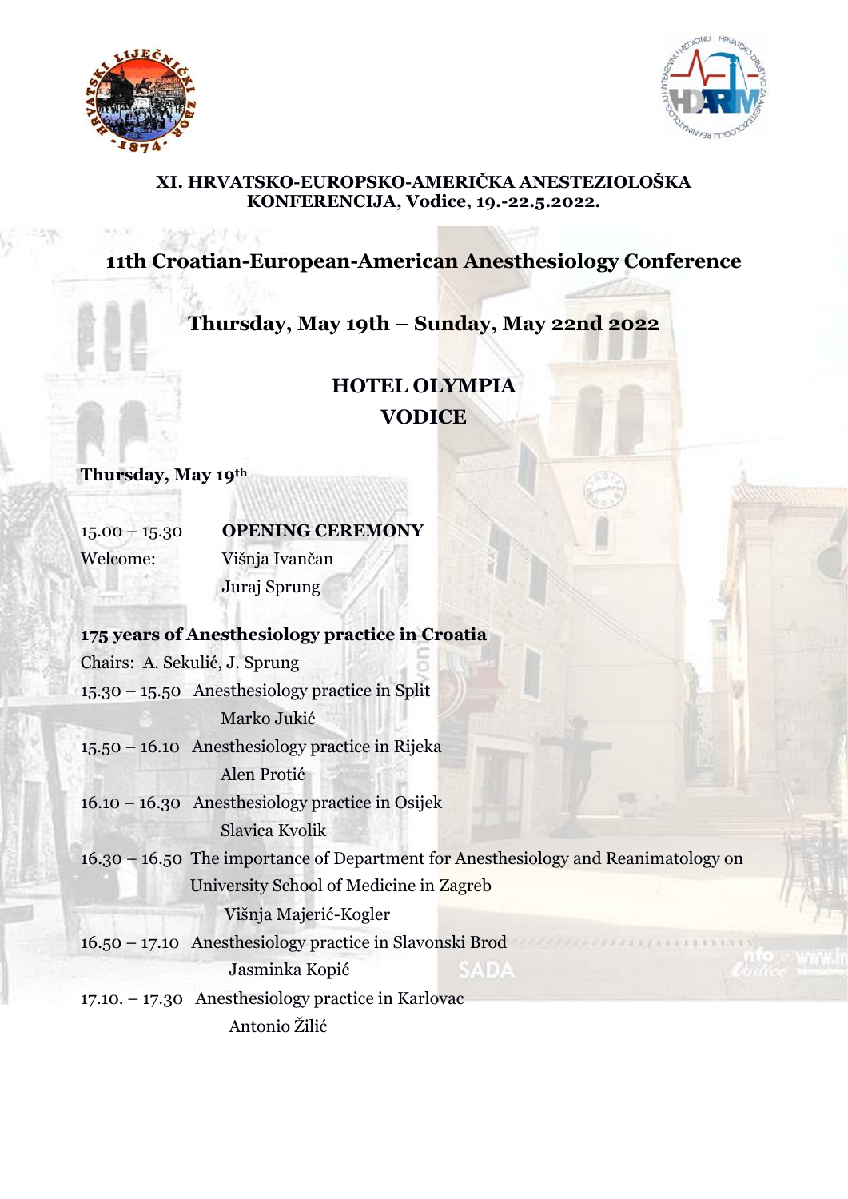**XI. HRVATSKO-EUROPSKO-AMERIČKA ANESTEZIOLOŠKA KONFERENCIJA, Vodice, 19.-22.5.2022.**

# 11th Croatian-European-American Anesthesiology Conference

## Thursday, May 19th – Sunday, May 22nd 2022

## HOTEL OLYMPIA
## VODICE

### Thursday, May 19th

15.00 – 15.30 **OPENING CEREMONY**

Welcome: Višnja Ivančan
Juraj Sprung

**175 years of Anesthesiology practice in Croatia**

Chairs: A. Sekulić, J. Sprung

15.30 – 15.50 Anesthesiology practice in Split
Marko Jukić

15.50 – 16.10 Anesthesiology practice in Rijeka
Alen Protić

16.10 – 16.30 Anesthesiology practice in Osijek
Slavica Kvolik

16.30 – 16.50 The importance of Department for Anesthesiology and Reanimatology on University School of Medicine in Zagreb
Višnja Majerić-Kogler

16.50 – 17.10 Anesthesiology practice in Slavonski Brod
Jasminka Kopić

17.10. – 17.30 Anesthesiology practice in Karlovac
Antonio Žilić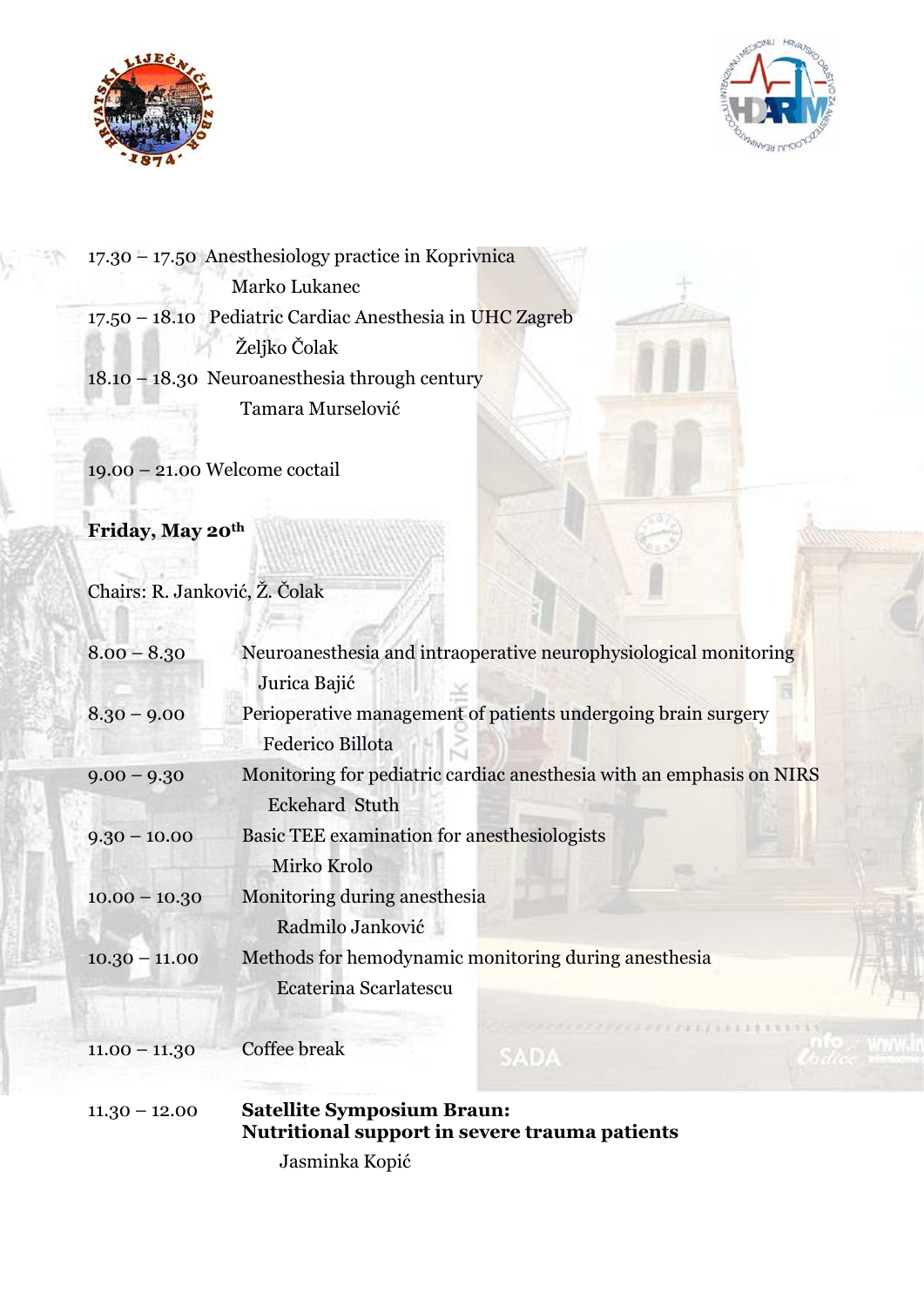17.30 – 17.50 Anesthesiology practice in Koprivnica
Marko Lukanec

17.50 – 18.10 Pediatric Cardiac Anesthesia in UHC Zagreb
Željko Čolak

18.10 – 18.30 Neuroanesthesia through century
Tamara Murselović

19.00 – 21.00 Welcome coctail

**Friday, May 20th**

Chairs: R. Janković, Ž. Čolak

8.00 – 8.30 Neuroanesthesia and intraoperative neurophysiological monitoring
Jurica Bajić

8.30 – 9.00 Perioperative management of patients undergoing brain surgery
Federico Billota

9.00 – 9.30 Monitoring for pediatric cardiac anesthesia with an emphasis on NIRS
Eckehard Stuth

9.30 – 10.00 Basic TEE examination for anesthesiologists
Mirko Krolo

10.00 – 10.30 Monitoring during anesthesia
Radmilo Janković

10.30 – 11.00 Methods for hemodynamic monitoring during anesthesia
Ecaterina Scarlatescu

11.00 – 11.30 Coffee break

11.30 – 12.00 **Satellite Symposium Braun:**
**Nutritional support in severe trauma patients**
Jasminka Kopić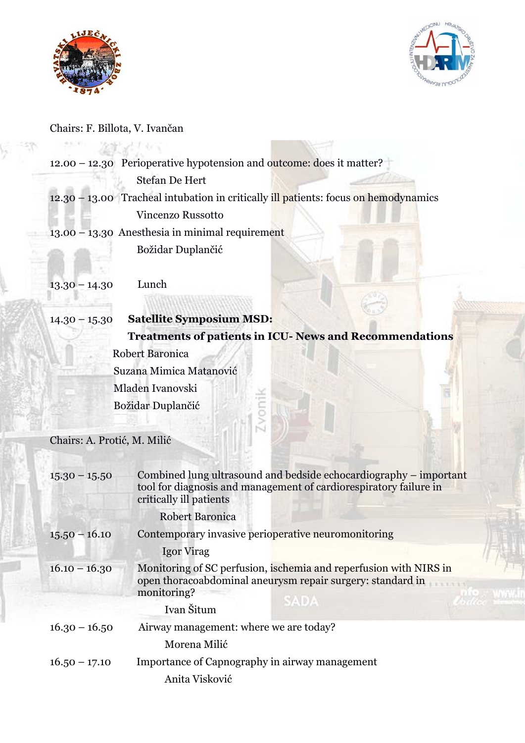Chairs: F. Billota, V. Ivančan

12.00 – 12.30 Perioperative hypotension and outcome: does it matter?
Stefan De Hert

12.30 – 13.00 Tracheal intubation in critically ill patients: focus on hemodynamics
Vincenzo Russotto

13.00 – 13.30 Anesthesia in minimal requirement
Božidar Duplančić

13.30 – 14.30 Lunch

14.30 – 15.30 **Satellite Symposium MSD:**
**Treatments of patients in ICU- News and Recommendations**
Robert Baronica
Suzana Mimica Matanović
Mladen Ivanovski
Božidar Duplančić

Chairs: A. Protić, M. Milić

15.30 – 15.50 Combined lung ultrasound and bedside echocardiography – important tool for diagnosis and management of cardiorespiratory failure in critically ill patients
Robert Baronica

15.50 – 16.10 Contemporary invasive perioperative neuromonitoring
Igor Virag

16.10 – 16.30 Monitoring of SC perfusion, ischemia and reperfusion with NIRS in open thoracoabdominal aneurysm repair surgery: standard in monitoring?
Ivan Šitum

16.30 – 16.50 Airway management: where we are today?
Morena Milić

16.50 – 17.10 Importance of Capnography in airway management
Anita Visković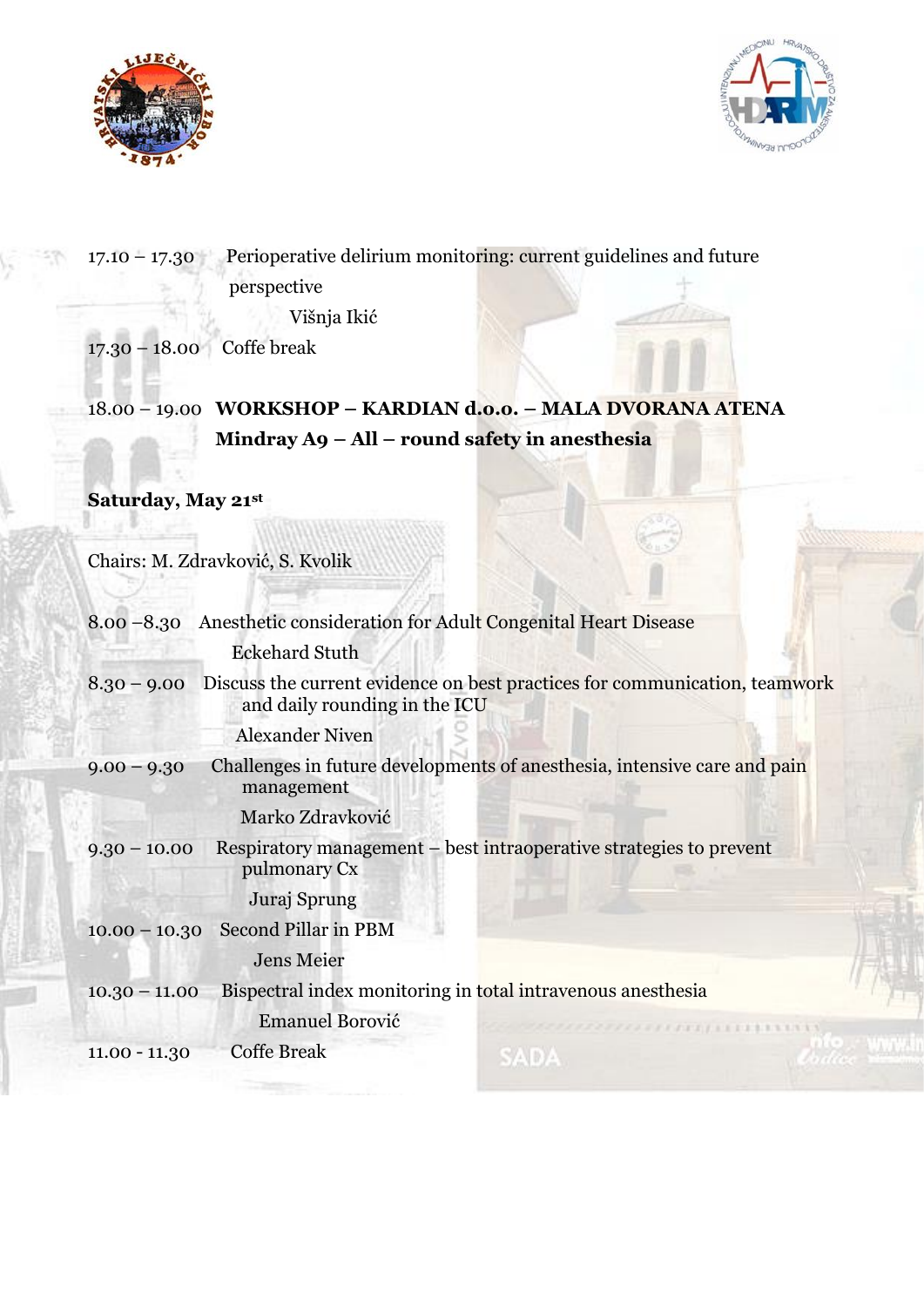17.10 – 17.30 Perioperative delirium monitoring: current guidelines and future perspective

Višnja Ikić

17.30 – 18.00 Coffe break

18.00 – 19.00 **WORKSHOP – KARDIAN d.o.o. – MALA DVORANA ATENA**
**Mindray A9 – All – round safety in anesthesia**

**Saturday, May 21st**

Chairs: M. Zdravković, S. Kvolik

8.00 –8.30 Anesthetic consideration for Adult Congenital Heart Disease

Eckehard Stuth

8.30 – 9.00 Discuss the current evidence on best practices for communication, teamwork and daily rounding in the ICU

Alexander Niven

9.00 – 9.30 Challenges in future developments of anesthesia, intensive care and pain management

Marko Zdravković

9.30 – 10.00 Respiratory management – best intraoperative strategies to prevent pulmonary Cx

Juraj Sprung

10.00 – 10.30 Second Pillar in PBM

Jens Meier

10.30 – 11.00 Bispectral index monitoring in total intravenous anesthesia

Emanuel Borović

11.00 - 11.30 Coffe Break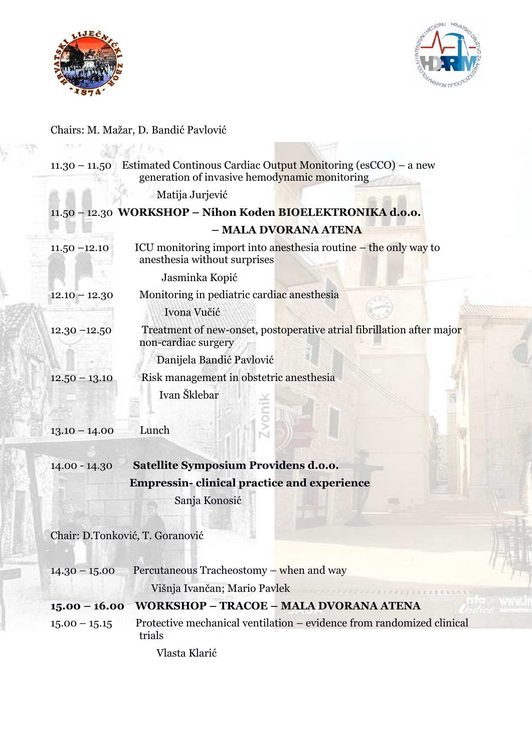Chairs: M. Mažar, D. Bandić Pavlović

11.30 – 11.50 Estimated Continous Cardiac Output Monitoring (esCCO) – a new generation of invasive hemodynamic monitoring

Matija Jurjević

**11.50 – 12.30 WORKSHOP – Nihon Koden BIOELEKTRONIKA d.o.o. – MALA DVORANA ATENA**

11.50 –12.10 ICU monitoring import into anesthesia routine – the only way to anesthesia without surprises

Jasminka Kopić

12.10 – 12.30 Monitoring in pediatric cardiac anesthesia

Ivona Vučić

12.30 –12.50 Treatment of new-onset, postoperative atrial fibrillation after major non-cardiac surgery

Danijela Bandić Pavlović

12.50 – 13.10 Risk management in obstetric anesthesia

Ivan Šklebar

13.10 – 14.00 Lunch

14.00 - 14.30 **Satellite Symposium Providens d.o.o.**
**Empressin- clinical practice and experience**

Sanja Konosić

Chair: D.Tonković, T. Goranović

14.30 – 15.00 Percutaneous Tracheostomy – when and way

Višnja Ivančan; Mario Pavlek

**15.00 – 16.00 WORKSHOP – TRACOE – MALA DVORANA ATENA**

15.00 – 15.15 Protective mechanical ventilation – evidence from randomized clinical trials

Vlasta Klarić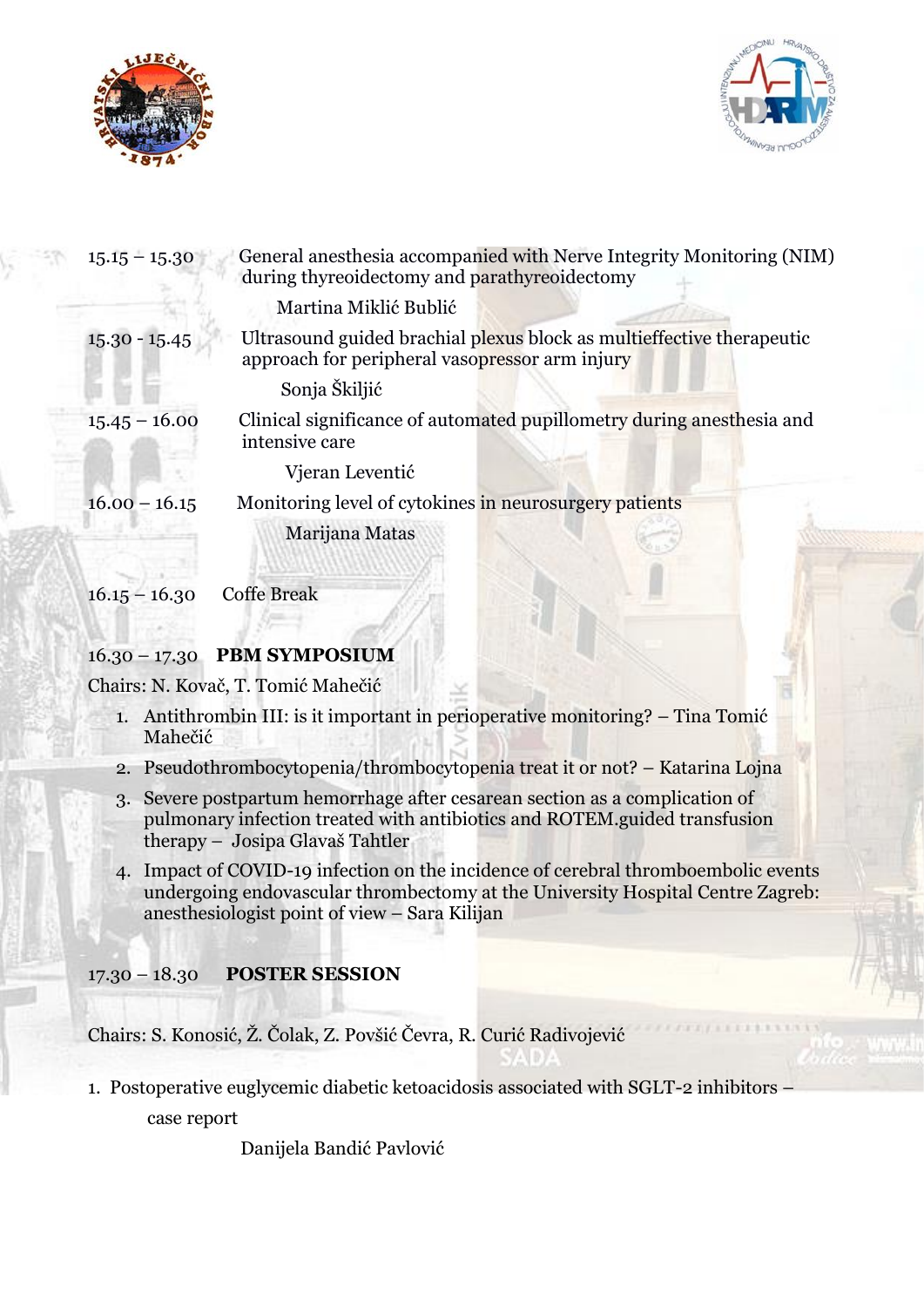15.15 – 15.30 General anesthesia accompanied with Nerve Integrity Monitoring (NIM) during thyreoidectomy and parathyreoidectomy

Martina Miklić Bublić

15.30 - 15.45 Ultrasound guided brachial plexus block as multieffective therapeutic approach for peripheral vasopressor arm injury

Sonja Škiljić

15.45 – 16.00 Clinical significance of automated pupillometry during anesthesia and intensive care

Vjeran Leventić

16.00 – 16.15 Monitoring level of cytokines in neurosurgery patients

Marijana Matas

16.15 – 16.30 Coffe Break

16.30 – 17.30 **PBM SYMPOSIUM**

Chairs: N. Kovač, T. Tomić Mahečić

1. Antithrombin III: is it important in perioperative monitoring? – Tina Tomić Mahečić
2. Pseudothrombocytopenia/thrombocytopenia treat it or not? – Katarina Lojna
3. Severe postpartum hemorrhage after cesarean section as a complication of pulmonary infection treated with antibiotics and ROTEM.guided transfusion therapy – Josipa Glavaš Tahtler
4. Impact of COVID-19 infection on the incidence of cerebral thromboembolic events undergoing endovascular thrombectomy at the University Hospital Centre Zagreb: anesthesiologist point of view – Sara Kilijan

17.30 – 18.30 **POSTER SESSION**

Chairs: S. Konosić, Ž. Čolak, Z. Povšić Čevra, R. Curić Radivojević

1. Postoperative euglycemic diabetic ketoacidosis associated with SGLT-2 inhibitors – case report

   Danijela Bandić Pavlović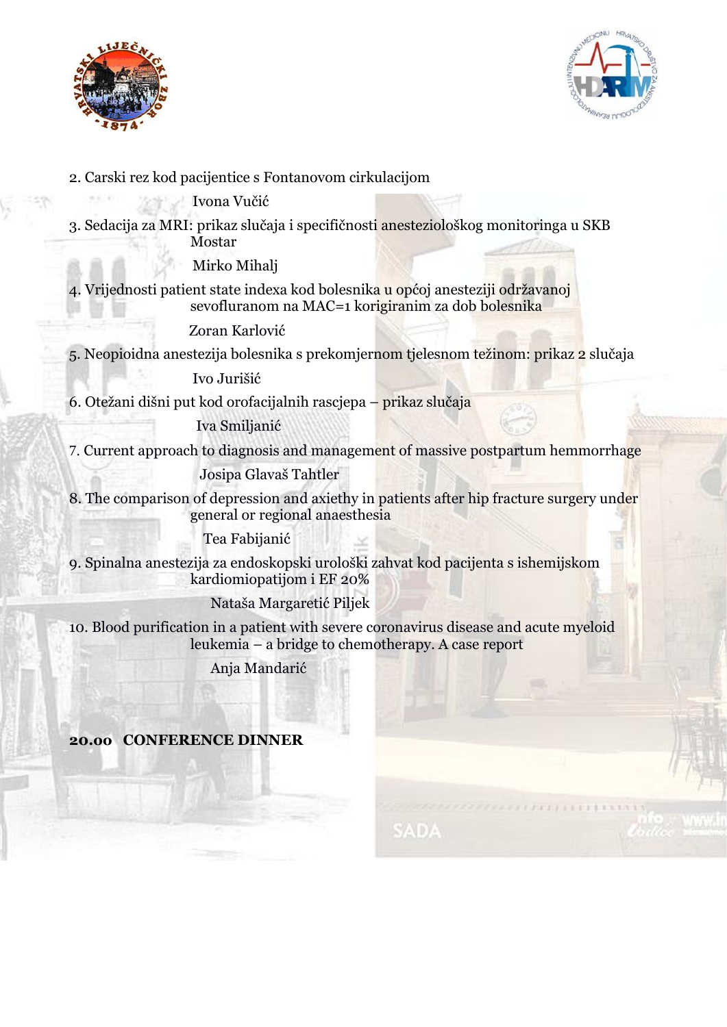2. Carski rez kod pacijentice s Fontanovom cirkulacijom

Ivona Vučić

3. Sedacija za MRI: prikaz slučaja i specifičnosti anesteziološkog monitoringa u SKB Mostar

Mirko Mihalj

4. Vrijednosti patient state indexa kod bolesnika u općoj anesteziji održavanoj sevofluranom na MAC=1 korigiranim za dob bolesnika

Zoran Karlović

5. Neopioidna anestezija bolesnika s prekomjernom tjelesnom težinom: prikaz 2 slučaja

Ivo Jurišić

6. Otežani dišni put kod orofacijalnih rascjepa – prikaz slučaja

Iva Smiljanić

7. Current approach to diagnosis and management of massive postpartum hemmorrhage

Josipa Glavaš Tahtler

8. The comparison of depression and axiethy in patients after hip fracture surgery under general or regional anaesthesia

Tea Fabijanić

9. Spinalna anestezija za endoskopski urološki zahvat kod pacijenta s ishemijskom kardiomiopatijom i EF 20%

Nataša Margaretić Piljek

10. Blood purification in a patient with severe coronavirus disease and acute myeloid leukemia – a bridge to chemotherapy. A case report

Anja Mandarić

**20.00 CONFERENCE DINNER**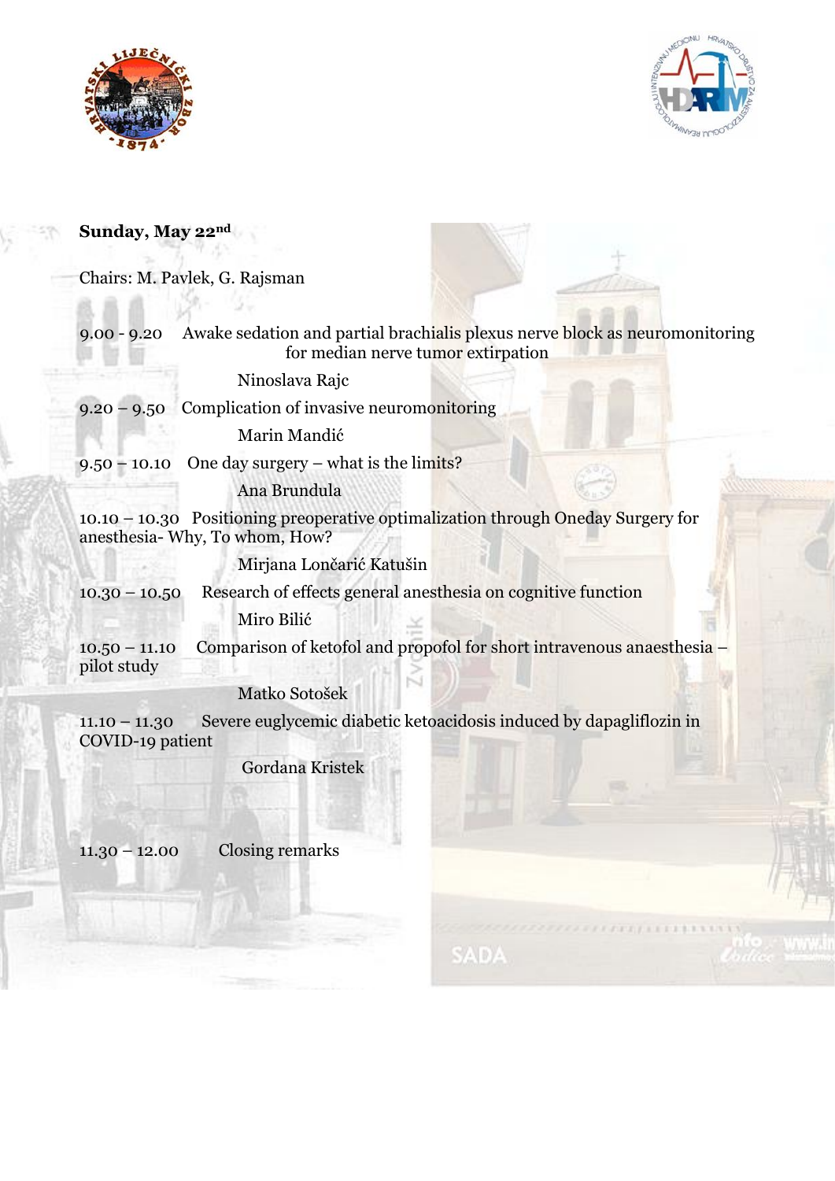**Sunday, May 22nd**

Chairs: M. Pavlek, G. Rajsman

9.00 - 9.20 Awake sedation and partial brachialis plexus nerve block as neuromonitoring for median nerve tumor extirpation

Ninoslava Rajc

9.20 – 9.50 Complication of invasive neuromonitoring

Marin Mandić

9.50 – 10.10 One day surgery – what is the limits?

Ana Brundula

10.10 – 10.30 Positioning preoperative optimalization through Oneday Surgery for anesthesia- Why, To whom, How?

Mirjana Lončarić Katušin

10.30 – 10.50 Research of effects general anesthesia on cognitive function

Miro Bilić

10.50 – 11.10 Comparison of ketofol and propofol for short intravenous anaesthesia – pilot study

Matko Sotošek

11.10 – 11.30 Severe euglycemic diabetic ketoacidosis induced by dapagliflozin in COVID-19 patient

Gordana Kristek

11.30 – 12.00 Closing remarks